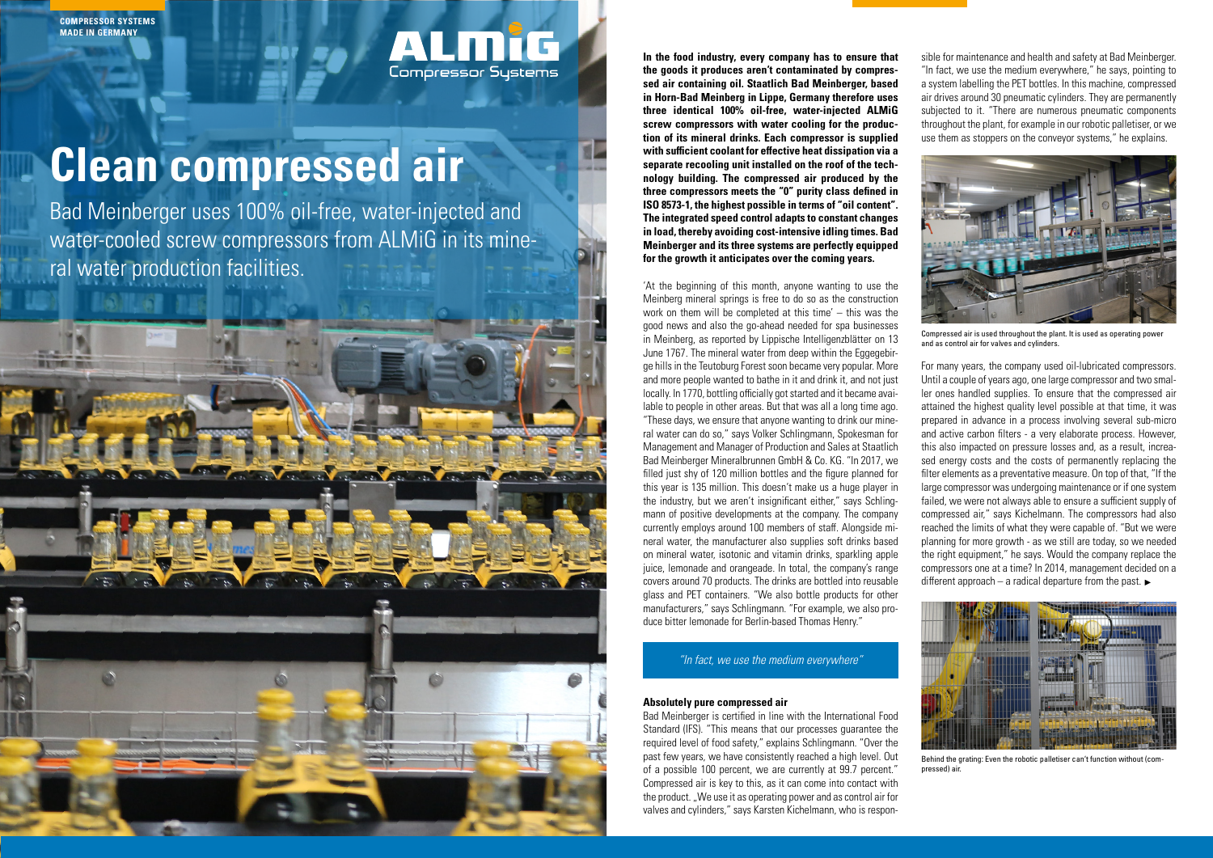COMPRESSOR SYSTEMS
MADE IN GERMANY

# Clean compressed air

Bad Meinberger uses 100% oil-free, water-injected and water-cooled screw compressors from ALMiG in its mineral water production facilities.

**In the food industry, every company has to ensure that the goods it produces aren't contaminated by compressed air containing oil. Staatlich Bad Meinberger, based in Horn-Bad Meinberg in Lippe, Germany therefore uses three identical 100% oil-free, water-injected ALMiG screw compressors with water cooling for the production of its mineral drinks. Each compressor is supplied with sufficient coolant for effective heat dissipation via a separate recooling unit installed on the roof of the technology building. The compressed air produced by the three compressors meets the "0" purity class defined in ISO 8573-1, the highest possible in terms of "oil content". The integrated speed control adapts to constant changes in load, thereby avoiding cost-intensive idling times. Bad Meinberger and its three systems are perfectly equipped for the growth it anticipates over the coming years.**

'At the beginning of this month, anyone wanting to use the Meinberg mineral springs is free to do so as the construction work on them will be completed at this time' – this was the good news and also the go-ahead needed for spa businesses in Meinberg, as reported by Lippische Intelligenzblätter on 13 June 1767. The mineral water from deep within the Eggegebirge hills in the Teutoburg Forest soon became very popular. More and more people wanted to bathe in it and drink it, and not just locally. In 1770, bottling officially got started and it became available to people in other areas. But that was all a long time ago. "These days, we ensure that anyone wanting to drink our mineral water can do so," says Volker Schlingmann, Spokesman for Management and Manager of Production and Sales at Staatlich Bad Meinberger Mineralbrunnen GmbH & Co. KG. "In 2017, we filled just shy of 120 million bottles and the figure planned for this year is 135 million. This doesn't make us a huge player in the industry, but we aren't insignificant either," says Schlingmann of positive developments at the company. The company currently employs around 100 members of staff. Alongside mineral water, the manufacturer also supplies soft drinks based on mineral water, isotonic and vitamin drinks, sparkling apple juice, lemonade and orangeade. In total, the company's range covers around 70 products. The drinks are bottled into reusable glass and PET containers. "We also bottle products for other manufacturers," says Schlingmann. "For example, we also produce bitter lemonade for Berlin-based Thomas Henry."

*"In fact, we use the medium everywhere"*

## Absolutely pure compressed air

Bad Meinberger is certified in line with the International Food Standard (IFS). "This means that our processes guarantee the required level of food safety," explains Schlingmann. "Over the past few years, we have consistently reached a high level. Out of a possible 100 percent, we are currently at 99.7 percent." Compressed air is key to this, as it can come into contact with the product. „We use it as operating power and as control air for valves and cylinders," says Karsten Kichelmann, who is responsible for maintenance and health and safety at Bad Meinberger. "In fact, we use the medium everywhere," he says, pointing to a system labelling the PET bottles. In this machine, compressed air drives around 30 pneumatic cylinders. They are permanently subjected to it. "There are numerous pneumatic components throughout the plant, for example in our robotic palletiser, or we use them as stoppers on the conveyor systems," he explains.

Compressed air is used throughout the plant. It is used as operating power and as control air for valves and cylinders.

For many years, the company used oil-lubricated compressors. Until a couple of years ago, one large compressor and two smaller ones handled supplies. To ensure that the compressed air attained the highest quality level possible at that time, it was prepared in advance in a process involving several sub-micro and active carbon filters - a very elaborate process. However, this also impacted on pressure losses and, as a result, increased energy costs and the costs of permanently replacing the filter elements as a preventative measure. On top of that, "If the large compressor was undergoing maintenance or if one system failed, we were not always able to ensure a sufficient supply of compressed air," says Kichelmann. The compressors had also reached the limits of what they were capable of. "But we were planning for more growth - as we still are today, so we needed the right equipment," he says. Would the company replace the compressors one at a time? In 2014, management decided on a different approach – a radical departure from the past. ►

Behind the grating: Even the robotic palletiser can't function without (compressed) air.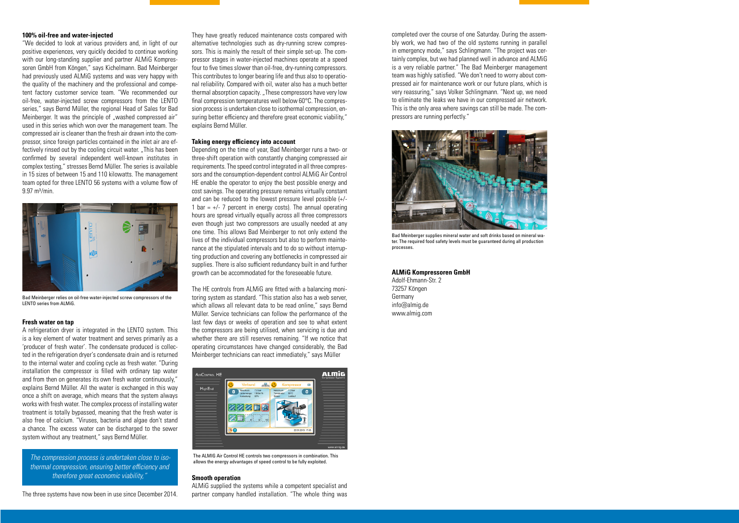### 100% oil-free and water-injected

"We decided to look at various providers and, in light of our positive experiences, very quickly decided to continue working with our long-standing supplier and partner ALMiG Kompressoren GmbH from Köngen," says Kichelmann. Bad Meinberger had previously used ALMiG systems and was very happy with the quality of the machinery and the professional and competent factory customer service team. "We recommended our oil-free, water-injected screw compressors from the LENTO series," says Bernd Müller, the regional Head of Sales for Bad Meinberger. It was the principle of „washed compressed air" used in this series which won over the management team. The compressed air is cleaner than the fresh air drawn into the compressor, since foreign particles contained in the inlet air are effectively rinsed out by the cooling circuit water. „This has been confirmed by several independent well-known institutes in complex testing," stresses Bernd Müller. The series is available in 15 sizes of between 15 and 110 kilowatts. The management team opted for three LENTO 56 systems with a volume flow of 9.97 m³/min.

Bad Meinberger relies on oil-free water-injected screw compressors of the LENTO series from ALMiG.

### Fresh water on tap

A refrigeration dryer is integrated in the LENTO system. This is a key element of water treatment and serves primarily as a 'producer of fresh water'. The condensate produced is collected in the refrigeration dryer's condensate drain and is returned to the internal water and cooling cycle as fresh water. "During installation the compressor is filled with ordinary tap water and from then on generates its own fresh water continuously," explains Bernd Müller. All the water is exchanged in this way once a shift on average, which means that the system always works with fresh water. The complex process of installing water treatment is totally bypassed, meaning that the fresh water is also free of calcium. "Viruses, bacteria and algae don't stand a chance. The excess water can be discharged to the sewer system without any treatment," says Bernd Müller.

*The compression process is undertaken close to isothermal compression, ensuring better efficiency and therefore great economic viability,"*

The three systems have now been in use since December 2014. They have greatly reduced maintenance costs compared with alternative technologies such as dry-running screw compressors. This is mainly the result of their simple set-up. The compressor stages in water-injected machines operate at a speed four to five times slower than oil-free, dry-running compressors. This contributes to longer bearing life and thus also to operational reliability. Compared with oil, water also has a much better thermal absorption capacity. „These compressors have very low final compression temperatures well below 60°C. The compression process is undertaken close to isothermal compression, ensuring better efficiency and therefore great economic viability," explains Bernd Müller.

### Taking energy efficiency into account

Depending on the time of year, Bad Meinberger runs a two- or three-shift operation with constantly changing compressed air requirements. The speed control integrated in all three compressors and the consumption-dependent control ALMiG Air Control HE enable the operator to enjoy the best possible energy and cost savings. The operating pressure remains virtually constant and can be reduced to the lowest pressure level possible (+/- 1 bar = +/- 7 percent in energy costs). The annual operating hours are spread virtually equally across all three compressors even though just two compressors are usually needed at any one time. This allows Bad Meinberger to not only extend the lives of the individual compressors but also to perform maintenance at the stipulated intervals and to do so without interrupting production and covering any bottlenecks in compressed air supplies. There is also sufficient redundancy built in and further growth can be accommodated for the foreseeable future.

The HE controls from ALMiG are fitted with a balancing monitoring system as standard. "This station also has a web server, which allows all relevant data to be read online," says Bernd Müller. Service technicians can follow the performance of the last few days or weeks of operation and see to what extent the compressors are being utilised, when servicing is due and whether there are still reserves remaining. "If we notice that operating circumstances have changed considerably, the Bad Meinberger technicians can react immediately," says Müller

The ALMIG Air Control HE controls two compressors in combination. This allows the energy advantages of speed control to be fully exploited.

### Smooth operation

ALMiG supplied the systems while a competent specialist and partner company handled installation. "The whole thing was completed over the course of one Saturday. During the assembly work, we had two of the old systems running in parallel in emergency mode," says Schlingmann. "The project was certainly complex, but we had planned well in advance and ALMiG is a very reliable partner." The Bad Meinberger management team was highly satisfied. "We don't need to worry about compressed air for maintenance work or our future plans, which is very reassuring," says Volker Schlingmann. "Next up, we need to eliminate the leaks we have in our compressed air network. This is the only area where savings can still be made. The compressors are running perfectly."

Bad Meinberger supplies mineral water and soft drinks based on mineral water. The required food safety levels must be guaranteed during all production processes.

**ALMiG Kompressoren GmbH**
Adolf-Ehmann-Str. 2
73257 Köngen
Germany
info@almig.de
www.almig.com